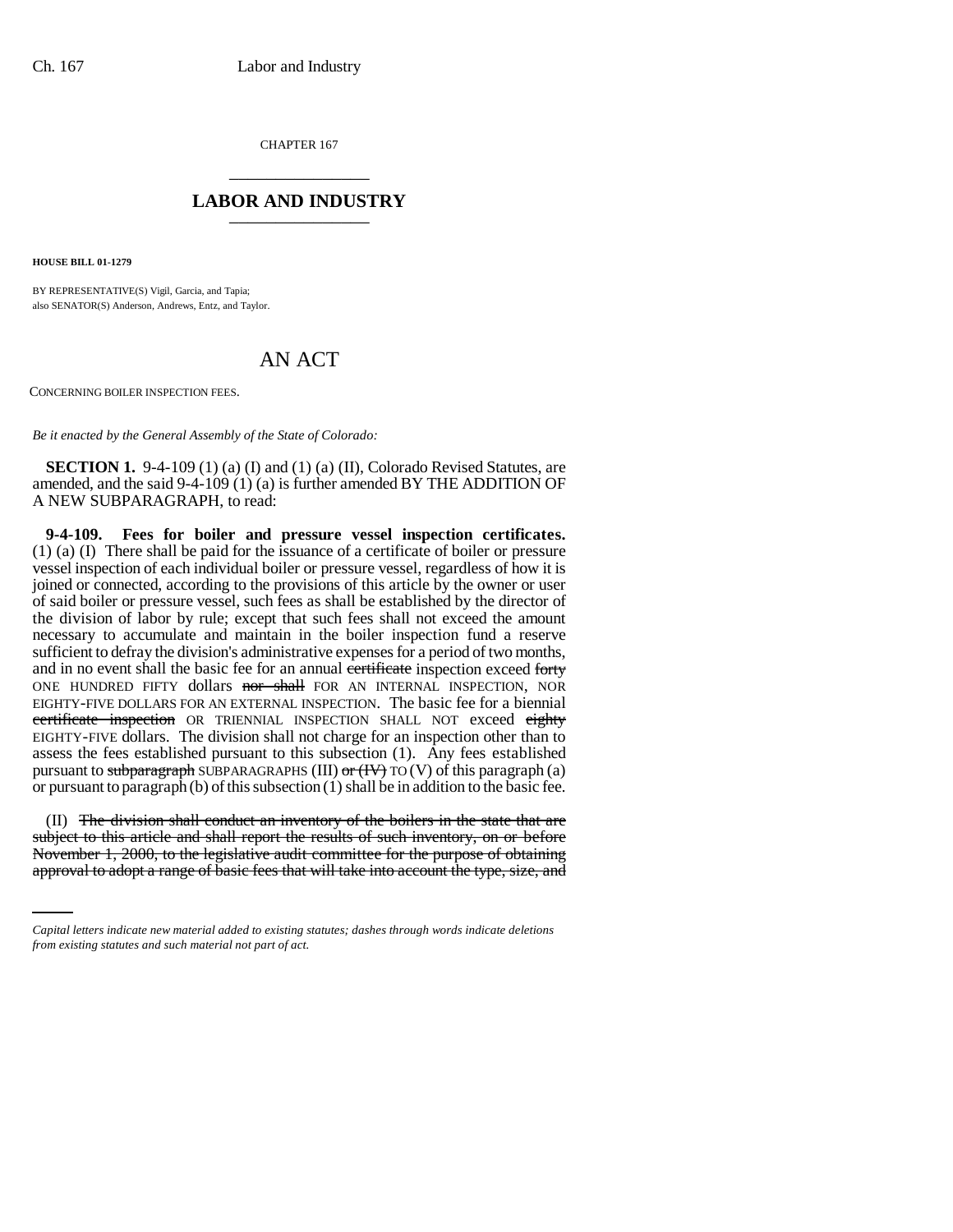CHAPTER 167

# LABOR AND INDUSTRY

**HOUSE BILL 01-1279**

BY REPRESENTATIVE(S) Vigil, Garcia, and Tapia;
also SENATOR(S) Anderson, Andrews, Entz, and Taylor.

# AN ACT

CONCERNING BOILER INSPECTION FEES.

*Be it enacted by the General Assembly of the State of Colorado:*

**SECTION 1.** 9-4-109 (1) (a) (I) and (1) (a) (II), Colorado Revised Statutes, are amended, and the said 9-4-109 (1) (a) is further amended BY THE ADDITION OF A NEW SUBPARAGRAPH, to read:

**9-4-109. Fees for boiler and pressure vessel inspection certificates.** (1) (a) (I) There shall be paid for the issuance of a certificate of boiler or pressure vessel inspection of each individual boiler or pressure vessel, regardless of how it is joined or connected, according to the provisions of this article by the owner or user of said boiler or pressure vessel, such fees as shall be established by the director of the division of labor by rule; except that such fees shall not exceed the amount necessary to accumulate and maintain in the boiler inspection fund a reserve sufficient to defray the division's administrative expenses for a period of two months, and in no event shall the basic fee for an annual ~~certificate~~ inspection exceed ~~forty~~ ONE HUNDRED FIFTY dollars ~~nor shall~~ FOR AN INTERNAL INSPECTION, NOR EIGHTY-FIVE DOLLARS FOR AN EXTERNAL INSPECTION. The basic fee for a biennial ~~certificate inspection~~ OR TRIENNIAL INSPECTION SHALL NOT exceed ~~eighty~~ EIGHTY-FIVE dollars. The division shall not charge for an inspection other than to assess the fees established pursuant to this subsection (1). Any fees established pursuant to ~~subparagraph~~ SUBPARAGRAPHS (III) ~~or (IV)~~ TO (V) of this paragraph (a) or pursuant to paragraph (b) of this subsection (1) shall be in addition to the basic fee.

(II) ~~The division shall conduct an inventory of the boilers in the state that are subject to this article and shall report the results of such inventory, on or before November 1, 2000, to the legislative audit committee for the purpose of obtaining approval to adopt a range of basic fees that will take into account the type, size, and~~

*Capital letters indicate new material added to existing statutes; dashes through words indicate deletions from existing statutes and such material not part of act.*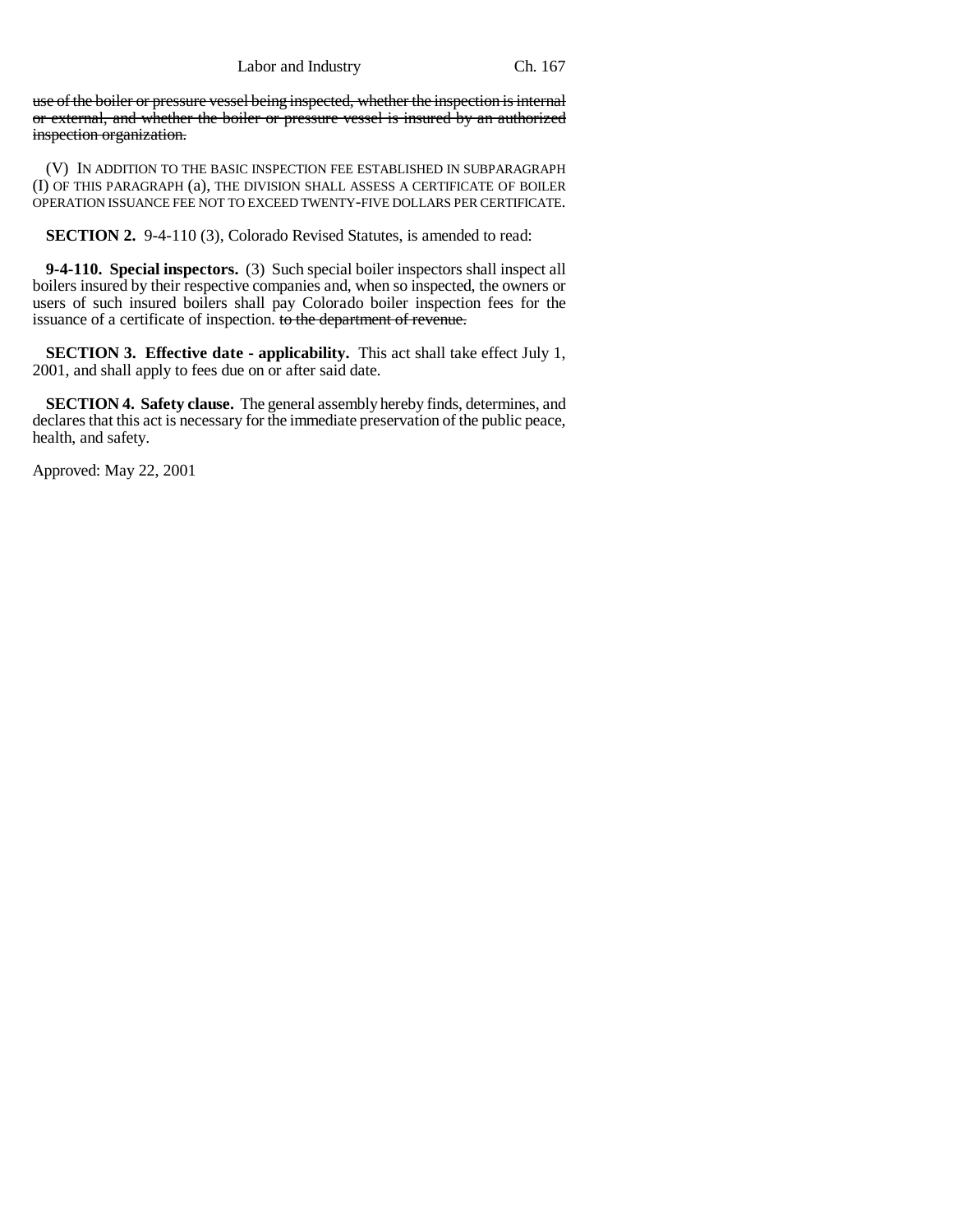~~use of the boiler or pressure vessel being inspected, whether the inspection is internal or external, and whether the boiler or pressure vessel is insured by an authorized inspection organization.~~

(V) IN ADDITION TO THE BASIC INSPECTION FEE ESTABLISHED IN SUBPARAGRAPH (I) OF THIS PARAGRAPH (a), THE DIVISION SHALL ASSESS A CERTIFICATE OF BOILER OPERATION ISSUANCE FEE NOT TO EXCEED TWENTY-FIVE DOLLARS PER CERTIFICATE.

**SECTION 2.** 9-4-110 (3), Colorado Revised Statutes, is amended to read:

**9-4-110. Special inspectors.** (3) Such special boiler inspectors shall inspect all boilers insured by their respective companies and, when so inspected, the owners or users of such insured boilers shall pay Colorado boiler inspection fees for the issuance of a certificate of inspection. ~~to the department of revenue.~~

**SECTION 3. Effective date - applicability.** This act shall take effect July 1, 2001, and shall apply to fees due on or after said date.

**SECTION 4. Safety clause.** The general assembly hereby finds, determines, and declares that this act is necessary for the immediate preservation of the public peace, health, and safety.

Approved: May 22, 2001